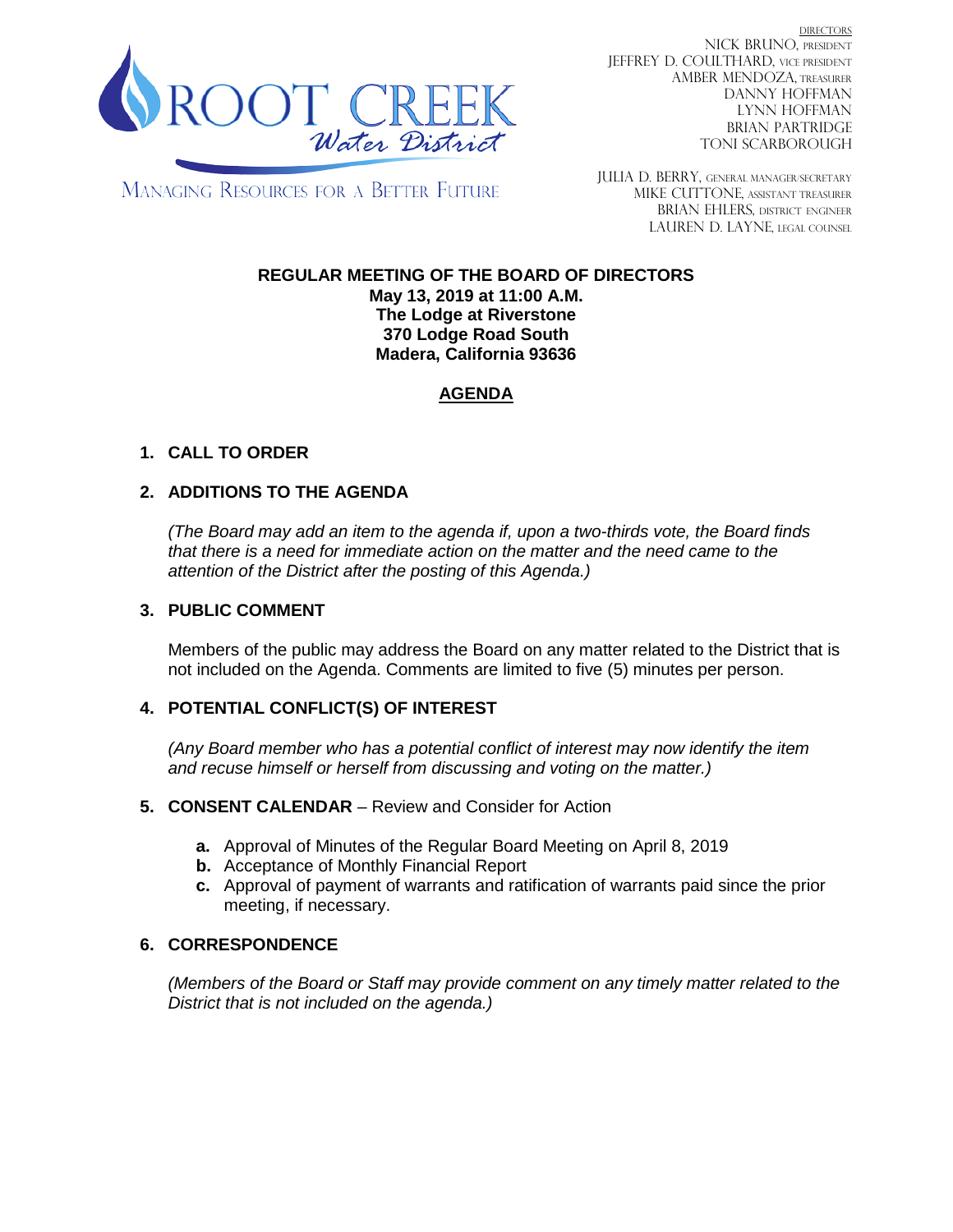ROOT CREEK *Water District*

MANAGING RESOURCES FOR A BETTER FUTURE

DIRECTORS
NICK BRUNO, PRESIDENT
JEFFREY D. COULTHARD, VICE PRESIDENT
AMBER MENDOZA, TREASURER
DANNY HOFFMAN
LYNN HOFFMAN
BRIAN PARTRIDGE
TONI SCARBOROUGH

JULIA D. BERRY, GENERAL MANAGER/SECRETARY
MIKE CUTTONE, ASSISTANT TREASURER
BRIAN EHLERS, DISTRICT ENGINEER
LAUREN D. LAYNE, LEGAL COUNSEL

**REGULAR MEETING OF THE BOARD OF DIRECTORS**
**May 13, 2019 at 11:00 A.M.**
**The Lodge at Riverstone**
**370 Lodge Road South**
**Madera, California 93636**

## AGENDA

### 1. CALL TO ORDER

### 2. ADDITIONS TO THE AGENDA

*(The Board may add an item to the agenda if, upon a two-thirds vote, the Board finds that there is a need for immediate action on the matter and the need came to the attention of the District after the posting of this Agenda.)*

### 3. PUBLIC COMMENT

Members of the public may address the Board on any matter related to the District that is not included on the Agenda. Comments are limited to five (5) minutes per person.

### 4. POTENTIAL CONFLICT(S) OF INTEREST

*(Any Board member who has a potential conflict of interest may now identify the item and recuse himself or herself from discussing and voting on the matter.)*

### 5. CONSENT CALENDAR – Review and Consider for Action

- **a.** Approval of Minutes of the Regular Board Meeting on April 8, 2019
- **b.** Acceptance of Monthly Financial Report
- **c.** Approval of payment of warrants and ratification of warrants paid since the prior meeting, if necessary.

### 6. CORRESPONDENCE

*(Members of the Board or Staff may provide comment on any timely matter related to the District that is not included on the agenda.)*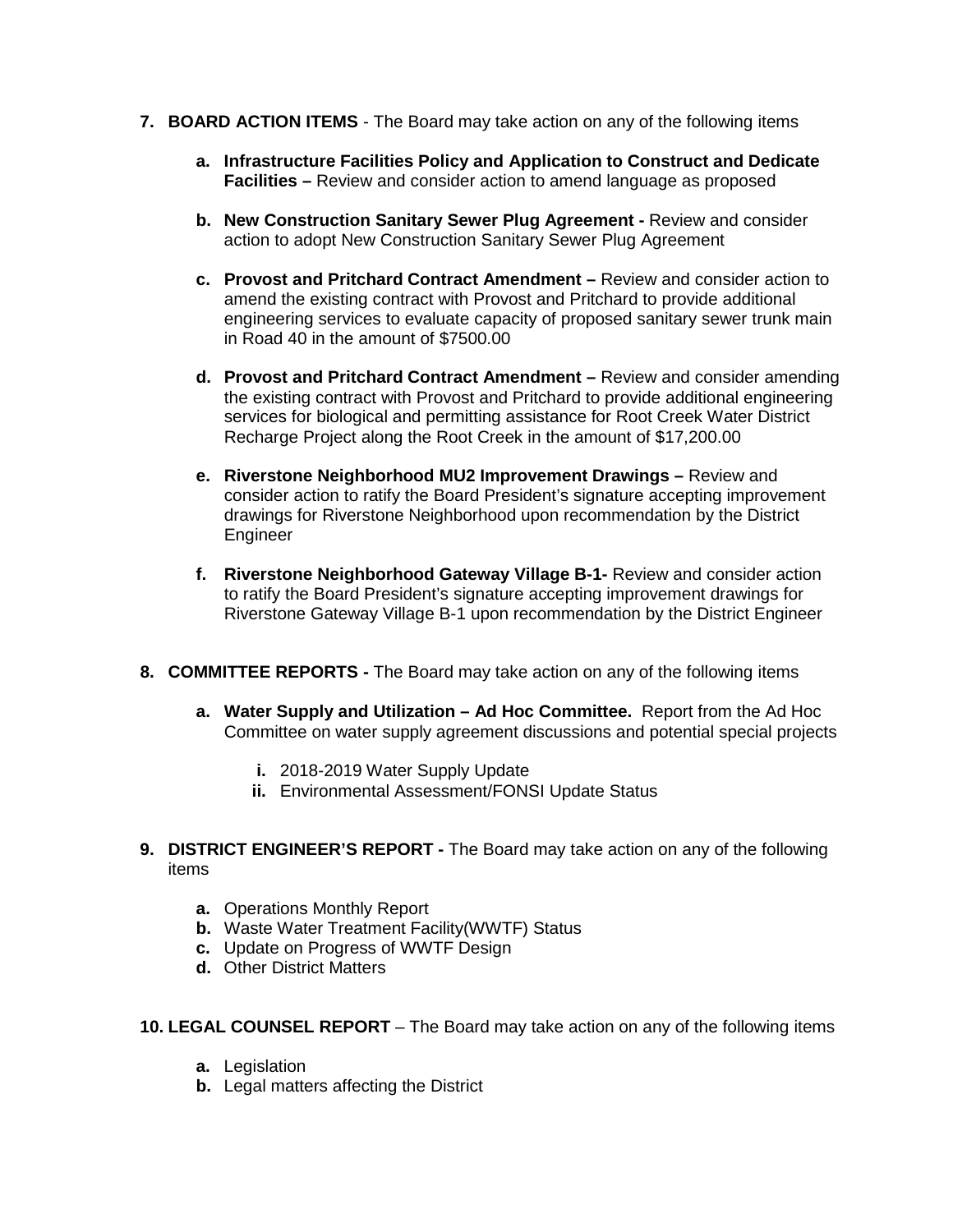7. **BOARD ACTION ITEMS** - The Board may take action on any of the following items

   a. **Infrastructure Facilities Policy and Application to Construct and Dedicate Facilities –** Review and consider action to amend language as proposed

   b. **New Construction Sanitary Sewer Plug Agreement -** Review and consider action to adopt New Construction Sanitary Sewer Plug Agreement

   c. **Provost and Pritchard Contract Amendment –** Review and consider action to amend the existing contract with Provost and Pritchard to provide additional engineering services to evaluate capacity of proposed sanitary sewer trunk main in Road 40 in the amount of $7500.00

   d. **Provost and Pritchard Contract Amendment –** Review and consider amending the existing contract with Provost and Pritchard to provide additional engineering services for biological and permitting assistance for Root Creek Water District Recharge Project along the Root Creek in the amount of $17,200.00

   e. **Riverstone Neighborhood MU2 Improvement Drawings –** Review and consider action to ratify the Board President's signature accepting improvement drawings for Riverstone Neighborhood upon recommendation by the District Engineer

   f. **Riverstone Neighborhood Gateway Village B-1-** Review and consider action to ratify the Board President's signature accepting improvement drawings for Riverstone Gateway Village B-1 upon recommendation by the District Engineer

8. **COMMITTEE REPORTS -** The Board may take action on any of the following items

   a. **Water Supply and Utilization – Ad Hoc Committee.** Report from the Ad Hoc Committee on water supply agreement discussions and potential special projects

      i. 2018-2019 Water Supply Update
      ii. Environmental Assessment/FONSI Update Status

9. **DISTRICT ENGINEER'S REPORT -** The Board may take action on any of the following items

   a. Operations Monthly Report
   b. Waste Water Treatment Facility(WWTF) Status
   c. Update on Progress of WWTF Design
   d. Other District Matters

10. **LEGAL COUNSEL REPORT** – The Board may take action on any of the following items

   a. Legislation
   b. Legal matters affecting the District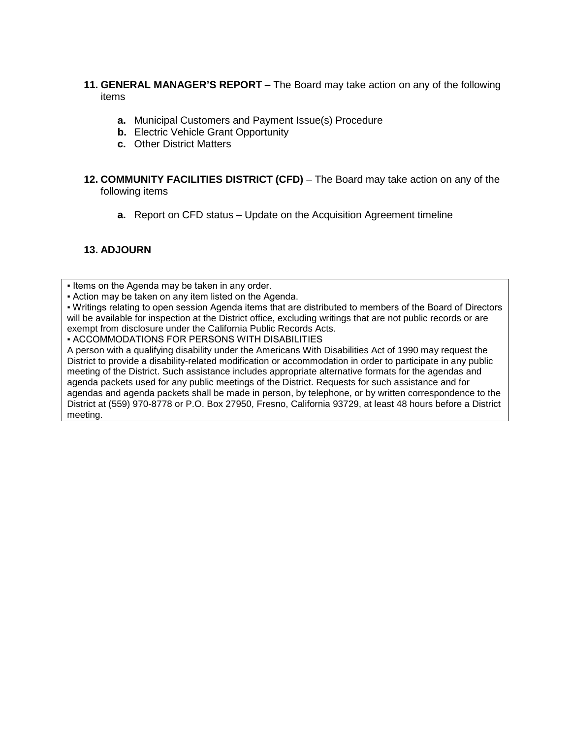**11. GENERAL MANAGER'S REPORT** – The Board may take action on any of the following items

- **a.** Municipal Customers and Payment Issue(s) Procedure
- **b.** Electric Vehicle Grant Opportunity
- **c.** Other District Matters

**12. COMMUNITY FACILITIES DISTRICT (CFD)** – The Board may take action on any of the following items

- **a.** Report on CFD status – Update on the Acquisition Agreement timeline

**13. ADJOURN**

▪ Items on the Agenda may be taken in any order.
▪ Action may be taken on any item listed on the Agenda.
▪ Writings relating to open session Agenda items that are distributed to members of the Board of Directors will be available for inspection at the District office, excluding writings that are not public records or are exempt from disclosure under the California Public Records Acts.
▪ ACCOMMODATIONS FOR PERSONS WITH DISABILITIES
A person with a qualifying disability under the Americans With Disabilities Act of 1990 may request the District to provide a disability-related modification or accommodation in order to participate in any public meeting of the District. Such assistance includes appropriate alternative formats for the agendas and agenda packets used for any public meetings of the District. Requests for such assistance and for agendas and agenda packets shall be made in person, by telephone, or by written correspondence to the District at (559) 970-8778 or P.O. Box 27950, Fresno, California 93729, at least 48 hours before a District meeting.